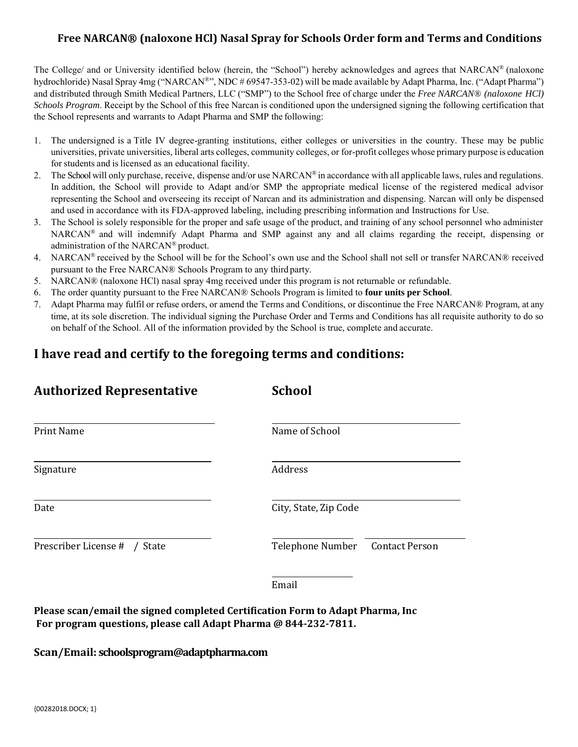## Free NARCAN® (naloxone HCl) Nasal Spray for Schools Order form and Terms and Conditions

The College/ and or University identified below (herein, the "School") hereby acknowledges and agrees that NARCAN® (naloxone hydrochloride) Nasal Spray 4mg ("NARCAN®", NDC # 69547-353-02) will be made available by Adapt Pharma, Inc. ("Adapt Pharma") and distributed through Smith Medical Partners, LLC ("SMP") to the School free of charge under the *Free NARCAN® (naloxone HCl) Schools Program*. Receipt by the School of this free Narcan is conditioned upon the undersigned signing the following certification that the School represents and warrants to Adapt Pharma and SMP the following:

1. The undersigned is a Title IV degree-granting institutions, either colleges or universities in the country. These may be public universities, private universities, liberal arts colleges, community colleges, or for-profit colleges whose primary purpose is education for students and is licensed as an educational facility.
2. The School will only purchase, receive, dispense and/or use NARCAN® in accordance with all applicable laws, rules and regulations. In addition, the School will provide to Adapt and/or SMP the appropriate medical license of the registered medical advisor representing the School and overseeing its receipt of Narcan and its administration and dispensing. Narcan will only be dispensed and used in accordance with its FDA-approved labeling, including prescribing information and Instructions for Use.
3. The School is solely responsible for the proper and safe usage of the product, and training of any school personnel who administer NARCAN® and will indemnify Adapt Pharma and SMP against any and all claims regarding the receipt, dispensing or administration of the NARCAN® product.
4. NARCAN® received by the School will be for the School's own use and the School shall not sell or transfer NARCAN® received pursuant to the Free NARCAN® Schools Program to any third party.
5. NARCAN® (naloxone HCl) nasal spray 4mg received under this program is not returnable or refundable.
6. The order quantity pursuant to the Free NARCAN® Schools Program is limited to **four units per School**.
7. Adapt Pharma may fulfil or refuse orders, or amend the Terms and Conditions, or discontinue the Free NARCAN® Program, at any time, at its sole discretion. The individual signing the Purchase Order and Terms and Conditions has all requisite authority to do so on behalf of the School. All of the information provided by the School is true, complete and accurate.

## I have read and certify to the foregoing terms and conditions:

### Authorized Representative

______________________________
Print Name

______________________________
Signature

______________________________
Date

______________________________
Prescriber License # / State

### School

______________________________
Name of School

______________________________
Address

______________________________
City, State, Zip Code

______________ ______________
Telephone Number Contact Person

______________
Email

**Please scan/email the signed completed Certification Form to Adapt Pharma, Inc**
**For program questions, please call Adapt Pharma @ 844-232-7811.**

**Scan/Email: schoolsprogram@adaptpharma.com**

{00282018.DOCX; 1}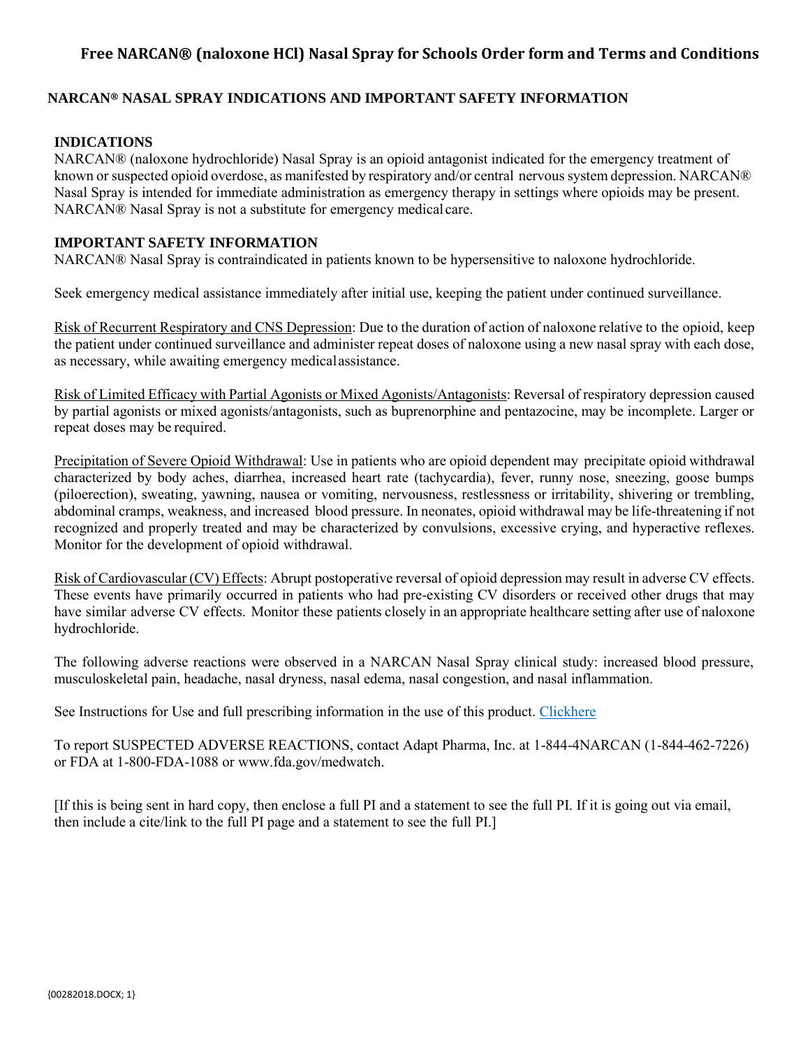# Free NARCAN® (naloxone HCl) Nasal Spray for Schools Order form and Terms and Conditions

## NARCAN® NASAL SPRAY INDICATIONS AND IMPORTANT SAFETY INFORMATION

### INDICATIONS

NARCAN® (naloxone hydrochloride) Nasal Spray is an opioid antagonist indicated for the emergency treatment of known or suspected opioid overdose, as manifested by respiratory and/or central nervous system depression. NARCAN® Nasal Spray is intended for immediate administration as emergency therapy in settings where opioids may be present. NARCAN® Nasal Spray is not a substitute for emergency medical care.

### IMPORTANT SAFETY INFORMATION

NARCAN® Nasal Spray is contraindicated in patients known to be hypersensitive to naloxone hydrochloride.

Seek emergency medical assistance immediately after initial use, keeping the patient under continued surveillance.

Risk of Recurrent Respiratory and CNS Depression: Due to the duration of action of naloxone relative to the opioid, keep the patient under continued surveillance and administer repeat doses of naloxone using a new nasal spray with each dose, as necessary, while awaiting emergency medical assistance.

Risk of Limited Efficacy with Partial Agonists or Mixed Agonists/Antagonists: Reversal of respiratory depression caused by partial agonists or mixed agonists/antagonists, such as buprenorphine and pentazocine, may be incomplete. Larger or repeat doses may be required.

Precipitation of Severe Opioid Withdrawal: Use in patients who are opioid dependent may precipitate opioid withdrawal characterized by body aches, diarrhea, increased heart rate (tachycardia), fever, runny nose, sneezing, goose bumps (piloerection), sweating, yawning, nausea or vomiting, nervousness, restlessness or irritability, shivering or trembling, abdominal cramps, weakness, and increased blood pressure. In neonates, opioid withdrawal may be life-threatening if not recognized and properly treated and may be characterized by convulsions, excessive crying, and hyperactive reflexes. Monitor for the development of opioid withdrawal.

Risk of Cardiovascular (CV) Effects: Abrupt postoperative reversal of opioid depression may result in adverse CV effects. These events have primarily occurred in patients who had pre-existing CV disorders or received other drugs that may have similar adverse CV effects. Monitor these patients closely in an appropriate healthcare setting after use of naloxone hydrochloride.

The following adverse reactions were observed in a NARCAN Nasal Spray clinical study: increased blood pressure, musculoskeletal pain, headache, nasal dryness, nasal edema, nasal congestion, and nasal inflammation.

See Instructions for Use and full prescribing information in the use of this product. Clickhere

To report SUSPECTED ADVERSE REACTIONS, contact Adapt Pharma, Inc. at 1-844-4NARCAN (1-844-462-7226) or FDA at 1-800-FDA-1088 or www.fda.gov/medwatch.

[If this is being sent in hard copy, then enclose a full PI and a statement to see the full PI. If it is going out via email, then include a cite/link to the full PI page and a statement to see the full PI.]

{00282018.DOCX; 1}